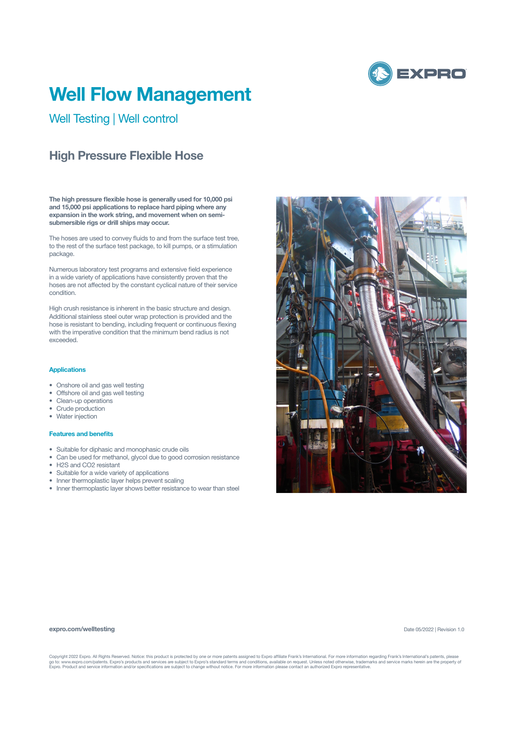# Well Flow Management

## Well Testing | Well control

## High Pressure Flexible Hose

**The high pressure flexible hose is generally used for 10,000 psi and 15,000 psi applications to replace hard piping where any expansion in the work string, and movement when on semi-submersible rigs or drill ships may occur.**

The hoses are used to convey fluids to and from the surface test tree, to the rest of the surface test package, to kill pumps, or a stimulation package.

Numerous laboratory test programs and extensive field experience in a wide variety of applications have consistently proven that the hoses are not affected by the constant cyclical nature of their service condition.

High crush resistance is inherent in the basic structure and design. Additional stainless steel outer wrap protection is provided and the hose is resistant to bending, including frequent or continuous flexing with the imperative condition that the minimum bend radius is not exceeded.

### Applications

- Onshore oil and gas well testing
- Offshore oil and gas well testing
- Clean-up operations
- Crude production
- Water injection

### Features and benefits

- Suitable for diphasic and monophasic crude oils
- Can be used for methanol, glycol due to good corrosion resistance
- $H_2S$ and $CO_2$ resistant
- Suitable for a wide variety of applications
- Inner thermoplastic layer helps prevent scaling
- Inner thermoplastic layer shows better resistance to wear than steel

**expro.com/welltesting**

Date 05/2022 | Revision 1.0

Copyright 2022 Expro. All Rights Reserved. Notice: this product is protected by one or more patents assigned to Expro affiliate Frank's International. For more information regarding Frank's International's patents, please go to: www.expro.com/patents. Expro's products and services are subject to Expro's standard terms and conditions, available on request. Unless noted otherwise, trademarks and service marks herein are the property of Expro. Product and service information and/or specifications are subject to change without notice. For more information please contact an authorized Expro representative.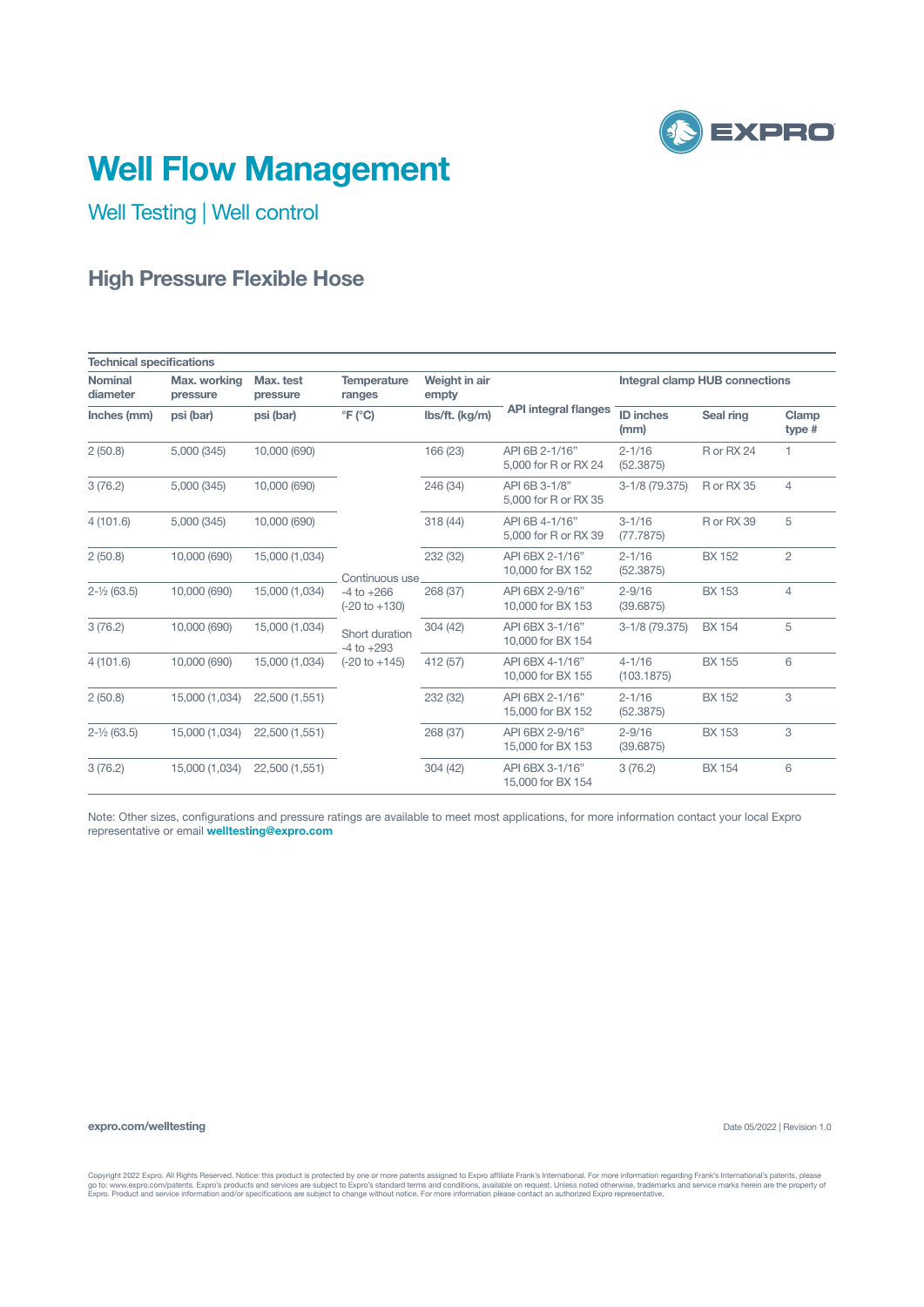# Well Flow Management

Well Testing | Well control

## High Pressure Flexible Hose

**Technical specifications**

| Nominal diameter | Max. working pressure | Max. test pressure | Temperature ranges | Weight in air empty | API integral flanges | Integral clamp HUB connections | | |
|---|---|---|---|---|---|---|---|---|
| Inches (mm) | psi (bar) | psi (bar) | °F (°C) | lbs/ft. (kg/m) | | ID inches (mm) | Seal ring | Clamp type # |
| 2 (50.8) | 5,000 (345) | 10,000 (690) | Continuous use -4 to +266 (-20 to +130) Short duration -4 to +293 (-20 to +145) | 166 (23) | API 6B 2-1/16" 5,000 for R or RX 24 | 2-1/16 (52.3875) | R or RX 24 | 1 |
| 3 (76.2) | 5,000 (345) | 10,000 (690) | | 246 (34) | API 6B 3-1/8" 5,000 for R or RX 35 | 3-1/8 (79.375) | R or RX 35 | 4 |
| 4 (101.6) | 5,000 (345) | 10,000 (690) | | 318 (44) | API 6B 4-1/16" 5,000 for R or RX 39 | 3-1/16 (77.7875) | R or RX 39 | 5 |
| 2 (50.8) | 10,000 (690) | 15,000 (1,034) | | 232 (32) | API 6BX 2-1/16" 10,000 for BX 152 | 2-1/16 (52.3875) | BX 152 | 2 |
| 2-½ (63.5) | 10,000 (690) | 15,000 (1,034) | | 268 (37) | API 6BX 2-9/16" 10,000 for BX 153 | 2-9/16 (39.6875) | BX 153 | 4 |
| 3 (76.2) | 10,000 (690) | 15,000 (1,034) | | 304 (42) | API 6BX 3-1/16" 10,000 for BX 154 | 3-1/8 (79.375) | BX 154 | 5 |
| 4 (101.6) | 10,000 (690) | 15,000 (1,034) | | 412 (57) | API 6BX 4-1/16" 10,000 for BX 155 | 4-1/16 (103.1875) | BX 155 | 6 |
| 2 (50.8) | 15,000 (1,034) | 22,500 (1,551) | | 232 (32) | API 6BX 2-1/16" 15,000 for BX 152 | 2-1/16 (52.3875) | BX 152 | 3 |
| 2-½ (63.5) | 15,000 (1,034) | 22,500 (1,551) | | 268 (37) | API 6BX 2-9/16" 15,000 for BX 153 | 2-9/16 (39.6875) | BX 153 | 3 |
| 3 (76.2) | 15,000 (1,034) | 22,500 (1,551) | | 304 (42) | API 6BX 3-1/16" 15,000 for BX 154 | 3 (76.2) | BX 154 | 6 |

Note: Other sizes, configurations and pressure ratings are available to meet most applications, for more information contact your local Expro representative or email **welltesting@expro.com**

**expro.com/welltesting**

Date 05/2022 | Revision 1.0

Copyright 2022 Expro. All Rights Reserved. Notice: this product is protected by one or more patents assigned to Expro affiliate Frank's International. For more information regarding Frank's International's patents, please go to: www.expro.com/patents. Expro's products and services are subject to Expro's standard terms and conditions, available on request. Unless noted otherwise, trademarks and service marks herein are the property of Expro. Product and service information and/or specifications are subject to change without notice. For more information please contact an authorized Expro representative.